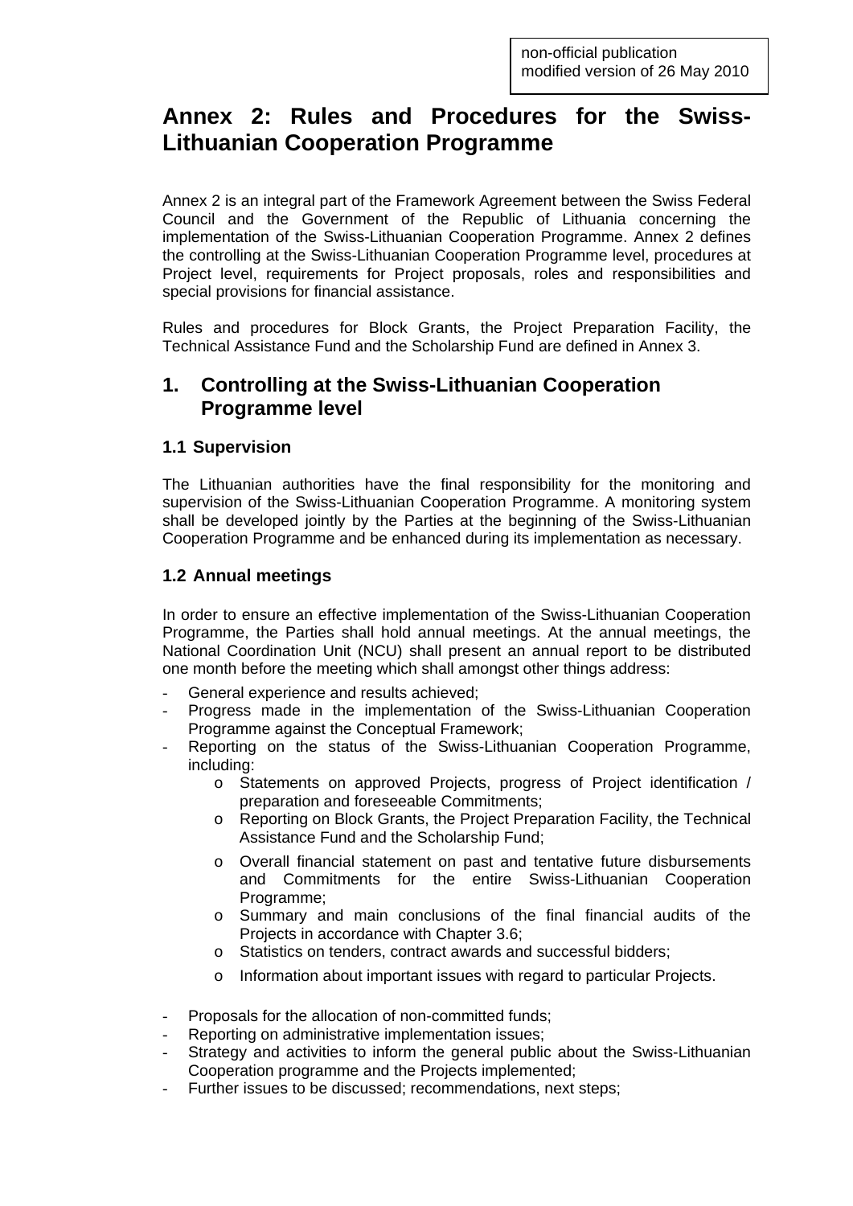non-official publication
modified version of 26 May 2010

# Annex 2: Rules and Procedures for the Swiss-Lithuanian Cooperation Programme

Annex 2 is an integral part of the Framework Agreement between the Swiss Federal Council and the Government of the Republic of Lithuania concerning the implementation of the Swiss-Lithuanian Cooperation Programme. Annex 2 defines the controlling at the Swiss-Lithuanian Cooperation Programme level, procedures at Project level, requirements for Project proposals, roles and responsibilities and special provisions for financial assistance.

Rules and procedures for Block Grants, the Project Preparation Facility, the Technical Assistance Fund and the Scholarship Fund are defined in Annex 3.

## 1. Controlling at the Swiss-Lithuanian Cooperation Programme level

### 1.1 Supervision

The Lithuanian authorities have the final responsibility for the monitoring and supervision of the Swiss-Lithuanian Cooperation Programme. A monitoring system shall be developed jointly by the Parties at the beginning of the Swiss-Lithuanian Cooperation Programme and be enhanced during its implementation as necessary.

### 1.2 Annual meetings

In order to ensure an effective implementation of the Swiss-Lithuanian Cooperation Programme, the Parties shall hold annual meetings. At the annual meetings, the National Coordination Unit (NCU) shall present an annual report to be distributed one month before the meeting which shall amongst other things address:

- General experience and results achieved;
- Progress made in the implementation of the Swiss-Lithuanian Cooperation Programme against the Conceptual Framework;
- Reporting on the status of the Swiss-Lithuanian Cooperation Programme, including:
  - Statements on approved Projects, progress of Project identification / preparation and foreseeable Commitments;
  - Reporting on Block Grants, the Project Preparation Facility, the Technical Assistance Fund and the Scholarship Fund;
  - Overall financial statement on past and tentative future disbursements and Commitments for the entire Swiss-Lithuanian Cooperation Programme;
  - Summary and main conclusions of the final financial audits of the Projects in accordance with Chapter 3.6;
  - Statistics on tenders, contract awards and successful bidders;
  - Information about important issues with regard to particular Projects.
- Proposals for the allocation of non-committed funds;
- Reporting on administrative implementation issues;
- Strategy and activities to inform the general public about the Swiss-Lithuanian Cooperation programme and the Projects implemented;
- Further issues to be discussed; recommendations, next steps;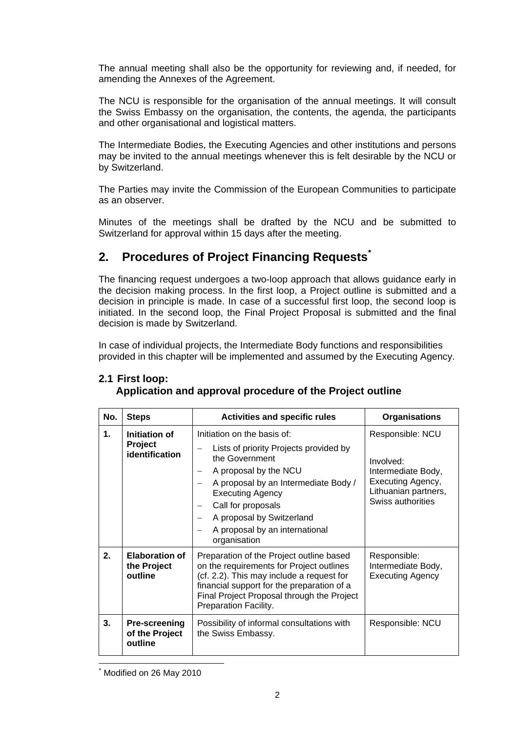The annual meeting shall also be the opportunity for reviewing and, if needed, for amending the Annexes of the Agreement.

The NCU is responsible for the organisation of the annual meetings. It will consult the Swiss Embassy on the organisation, the contents, the agenda, the participants and other organisational and logistical matters.

The Intermediate Bodies, the Executing Agencies and other institutions and persons may be invited to the annual meetings whenever this is felt desirable by the NCU or by Switzerland.

The Parties may invite the Commission of the European Communities to participate as an observer.

Minutes of the meetings shall be drafted by the NCU and be submitted to Switzerland for approval within 15 days after the meeting.

## 2. Procedures of Project Financing Requests*

The financing request undergoes a two-loop approach that allows guidance early in the decision making process. In the first loop, a Project outline is submitted and a decision in principle is made. In case of a successful first loop, the second loop is initiated. In the second loop, the Final Project Proposal is submitted and the final decision is made by Switzerland.

In case of individual projects, the Intermediate Body functions and responsibilities provided in this chapter will be implemented and assumed by the Executing Agency.

### 2.1 First loop: Application and approval procedure of the Project outline

| No. | Steps | Activities and specific rules | Organisations |
|---|---|---|---|
| 1. | **Initiation of Project identification** | Initiation on the basis of:<br>– Lists of priority Projects provided by the Government<br>– A proposal by the NCU<br>– A proposal by an Intermediate Body / Executing Agency<br>– Call for proposals<br>– A proposal by Switzerland<br>– A proposal by an international organisation | Responsible: NCU<br><br>Involved: Intermediate Body, Executing Agency, Lithuanian partners, Swiss authorities |
| 2. | **Elaboration of the Project outline** | Preparation of the Project outline based on the requirements for Project outlines (cf. 2.2). This may include a request for financial support for the preparation of a Final Project Proposal through the Project Preparation Facility. | Responsible: Intermediate Body, Executing Agency |
| 3. | **Pre-screening of the Project outline** | Possibility of informal consultations with the Swiss Embassy. | Responsible: NCU |

* Modified on 26 May 2010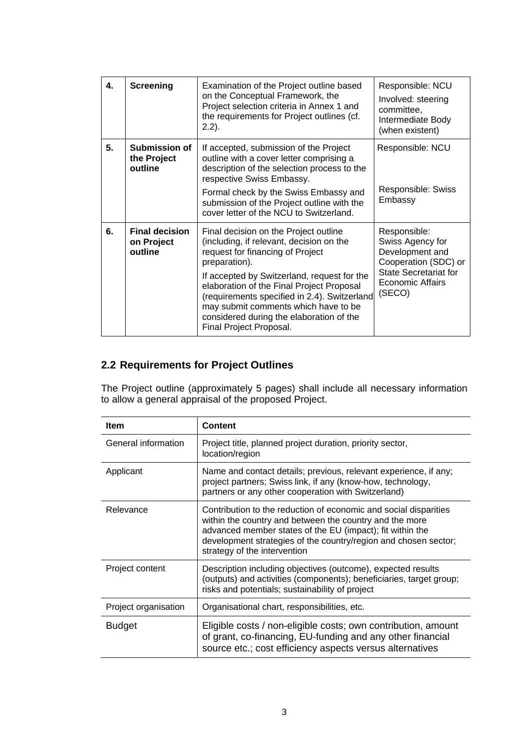| 4. | **Screening** | Examination of the Project outline based on the Conceptual Framework, the Project selection criteria in Annex 1 and the requirements for Project outlines (cf. 2.2). | Responsible: NCU<br>Involved: steering committee, Intermediate Body (when existent) |
|---|---|---|---|
| 5. | **Submission of the Project outline** | If accepted, submission of the Project outline with a cover letter comprising a description of the selection process to the respective Swiss Embassy.<br>Formal check by the Swiss Embassy and submission of the Project outline with the cover letter of the NCU to Switzerland. | Responsible: NCU<br><br>Responsible: Swiss Embassy |
| 6. | **Final decision on Project outline** | Final decision on the Project outline (including, if relevant, decision on the request for financing of Project preparation).<br>If accepted by Switzerland, request for the elaboration of the Final Project Proposal (requirements specified in 2.4). Switzerland may submit comments which have to be considered during the elaboration of the Final Project Proposal. | Responsible: Swiss Agency for Development and Cooperation (SDC) or State Secretariat for Economic Affairs (SECO) |

## 2.2 Requirements for Project Outlines

The Project outline (approximately 5 pages) shall include all necessary information to allow a general appraisal of the proposed Project.

| Item | Content |
|---|---|
| General information | Project title, planned project duration, priority sector, location/region |
| Applicant | Name and contact details; previous, relevant experience, if any; project partners; Swiss link, if any (know-how, technology, partners or any other cooperation with Switzerland) |
| Relevance | Contribution to the reduction of economic and social disparities within the country and between the country and the more advanced member states of the EU (impact); fit within the development strategies of the country/region and chosen sector; strategy of the intervention |
| Project content | Description including objectives (outcome), expected results (outputs) and activities (components); beneficiaries, target group; risks and potentials; sustainability of project |
| Project organisation | Organisational chart, responsibilities, etc. |
| Budget | Eligible costs / non-eligible costs; own contribution, amount of grant, co-financing, EU-funding and any other financial source etc.; cost efficiency aspects versus alternatives |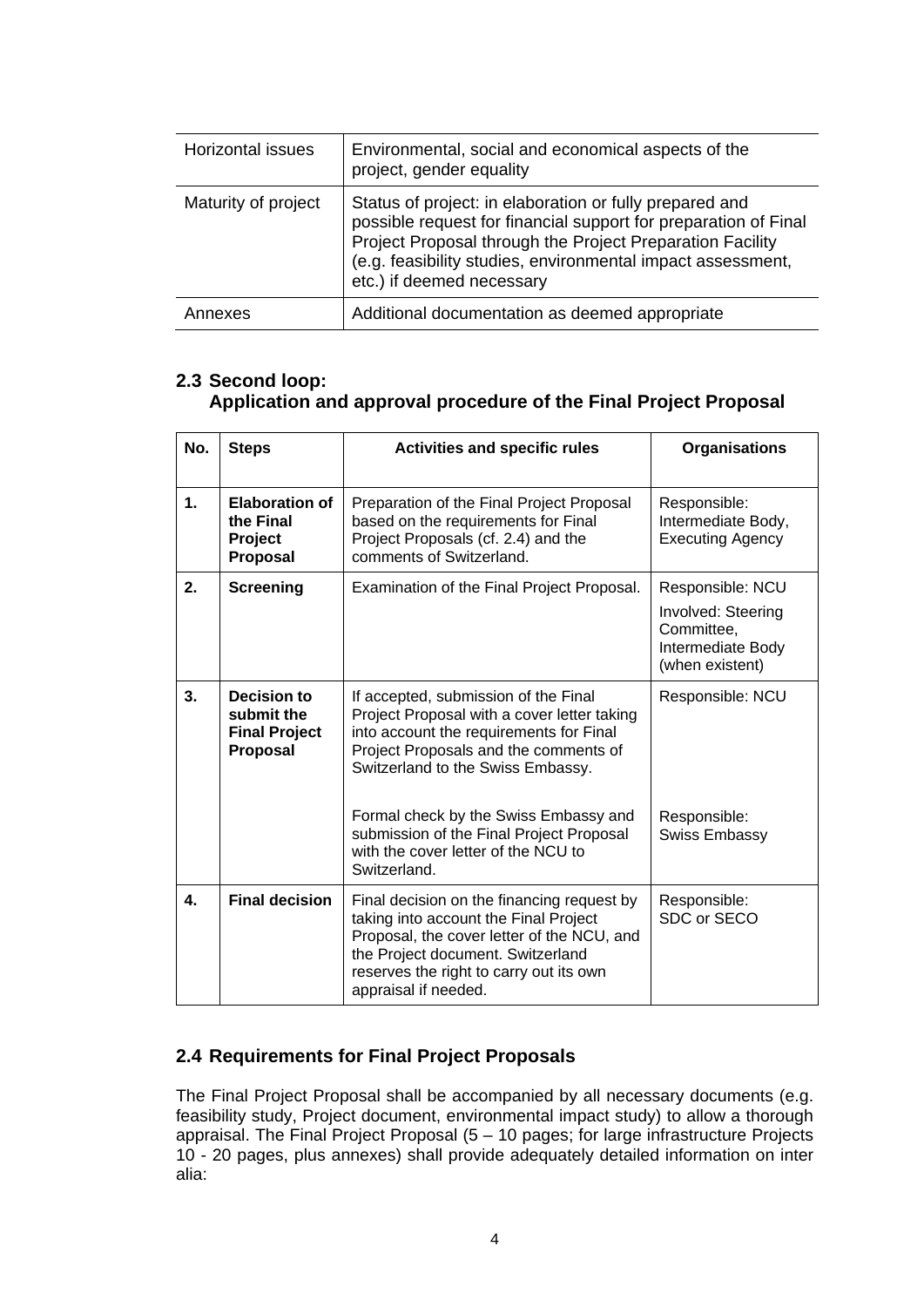| | |
|---|---|
| Horizontal issues | Environmental, social and economical aspects of the project, gender equality |
| Maturity of project | Status of project: in elaboration or fully prepared and possible request for financial support for preparation of Final Project Proposal through the Project Preparation Facility (e.g. feasibility studies, environmental impact assessment, etc.) if deemed necessary |
| Annexes | Additional documentation as deemed appropriate |

## 2.3 Second loop: Application and approval procedure of the Final Project Proposal

| No. | Steps | Activities and specific rules | Organisations |
|---|---|---|---|
| **1.** | **Elaboration of the Final Project Proposal** | Preparation of the Final Project Proposal based on the requirements for Final Project Proposals (cf. 2.4) and the comments of Switzerland. | Responsible: Intermediate Body, Executing Agency |
| **2.** | **Screening** | Examination of the Final Project Proposal. | Responsible: NCU<br>Involved: Steering Committee, Intermediate Body (when existent) |
| **3.** | **Decision to submit the Final Project Proposal** | If accepted, submission of the Final Project Proposal with a cover letter taking into account the requirements for Final Project Proposals and the comments of Switzerland to the Swiss Embassy.<br><br>Formal check by the Swiss Embassy and submission of the Final Project Proposal with the cover letter of the NCU to Switzerland. | Responsible: NCU<br><br>Responsible: Swiss Embassy |
| **4.** | **Final decision** | Final decision on the financing request by taking into account the Final Project Proposal, the cover letter of the NCU, and the Project document. Switzerland reserves the right to carry out its own appraisal if needed. | Responsible: SDC or SECO |

## 2.4 Requirements for Final Project Proposals

The Final Project Proposal shall be accompanied by all necessary documents (e.g. feasibility study, Project document, environmental impact study) to allow a thorough appraisal. The Final Project Proposal (5 – 10 pages; for large infrastructure Projects 10 - 20 pages, plus annexes) shall provide adequately detailed information on inter alia: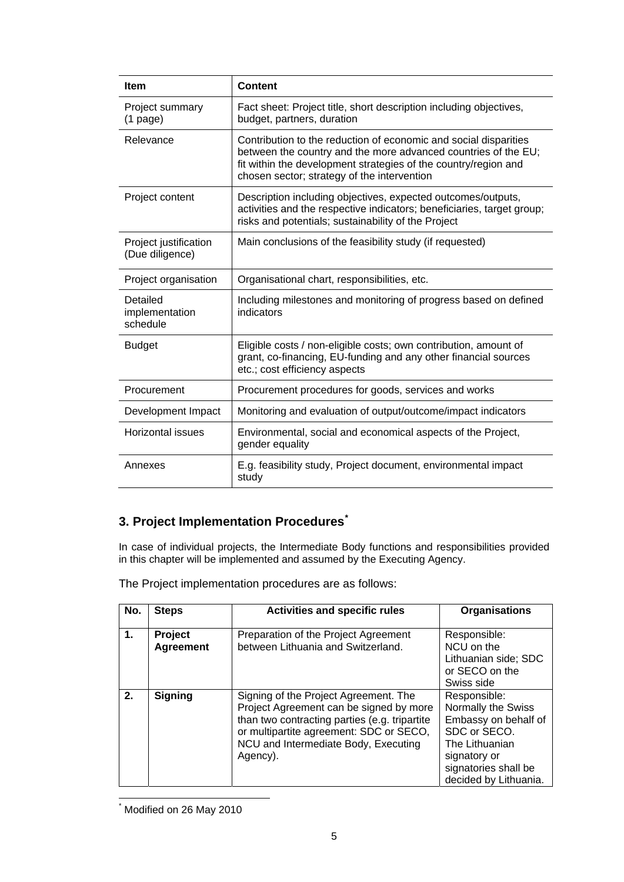| Item | Content |
|---|---|
| Project summary (1 page) | Fact sheet: Project title, short description including objectives, budget, partners, duration |
| Relevance | Contribution to the reduction of economic and social disparities between the country and the more advanced countries of the EU; fit within the development strategies of the country/region and chosen sector; strategy of the intervention |
| Project content | Description including objectives, expected outcomes/outputs, activities and the respective indicators; beneficiaries, target group; risks and potentials; sustainability of the Project |
| Project justification (Due diligence) | Main conclusions of the feasibility study (if requested) |
| Project organisation | Organisational chart, responsibilities, etc. |
| Detailed implementation schedule | Including milestones and monitoring of progress based on defined indicators |
| Budget | Eligible costs / non-eligible costs; own contribution, amount of grant, co-financing, EU-funding and any other financial sources etc.; cost efficiency aspects |
| Procurement | Procurement procedures for goods, services and works |
| Development Impact | Monitoring and evaluation of output/outcome/impact indicators |
| Horizontal issues | Environmental, social and economical aspects of the Project, gender equality |
| Annexes | E.g. feasibility study, Project document, environmental impact study |

## 3. Project Implementation Procedures*

In case of individual projects, the Intermediate Body functions and responsibilities provided in this chapter will be implemented and assumed by the Executing Agency.

The Project implementation procedures are as follows:

| No. | Steps | Activities and specific rules | Organisations |
|---|---|---|---|
| **1.** | **Project Agreement** | Preparation of the Project Agreement between Lithuania and Switzerland. | Responsible: NCU on the Lithuanian side; SDC or SECO on the Swiss side |
| **2.** | **Signing** | Signing of the Project Agreement. The Project Agreement can be signed by more than two contracting parties (e.g. tripartite or multipartite agreement: SDC or SECO, NCU and Intermediate Body, Executing Agency). | Responsible: Normally the Swiss Embassy on behalf of SDC or SECO. The Lithuanian signatory or signatories shall be decided by Lithuania. |

* Modified on 26 May 2010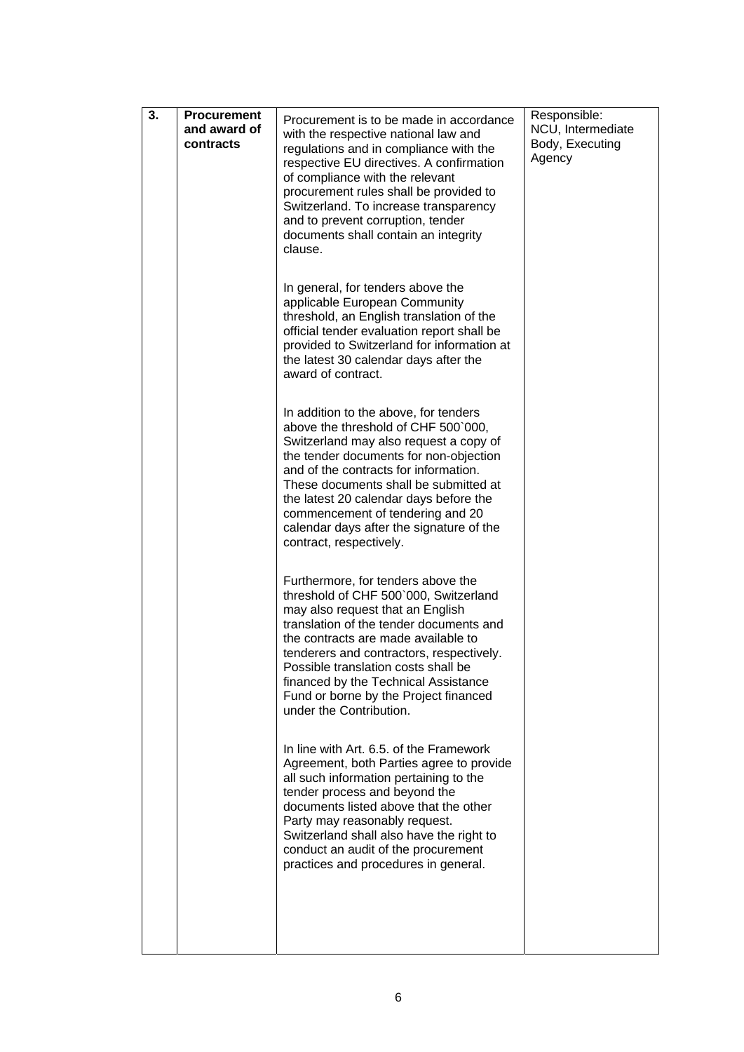| 3. | **Procurement and award of contracts** | Procurement is to be made in accordance with the respective national law and regulations and in compliance with the respective EU directives. A confirmation of compliance with the relevant procurement rules shall be provided to Switzerland. To increase transparency and to prevent corruption, tender documents shall contain an integrity clause.<br><br>In general, for tenders above the applicable European Community threshold, an English translation of the official tender evaluation report shall be provided to Switzerland for information at the latest 30 calendar days after the award of contract.<br><br>In addition to the above, for tenders above the threshold of CHF 500`000, Switzerland may also request a copy of the tender documents for non-objection and of the contracts for information. These documents shall be submitted at the latest 20 calendar days before the commencement of tendering and 20 calendar days after the signature of the contract, respectively.<br><br>Furthermore, for tenders above the threshold of CHF 500`000, Switzerland may also request that an English translation of the tender documents and the contracts are made available to tenderers and contractors, respectively. Possible translation costs shall be financed by the Technical Assistance Fund or borne by the Project financed under the Contribution.<br><br>In line with Art. 6.5. of the Framework Agreement, both Parties agree to provide all such information pertaining to the tender process and beyond the documents listed above that the other Party may reasonably request. Switzerland shall also have the right to conduct an audit of the procurement practices and procedures in general. | Responsible: NCU, Intermediate Body, Executing Agency |
|---|---|---|---|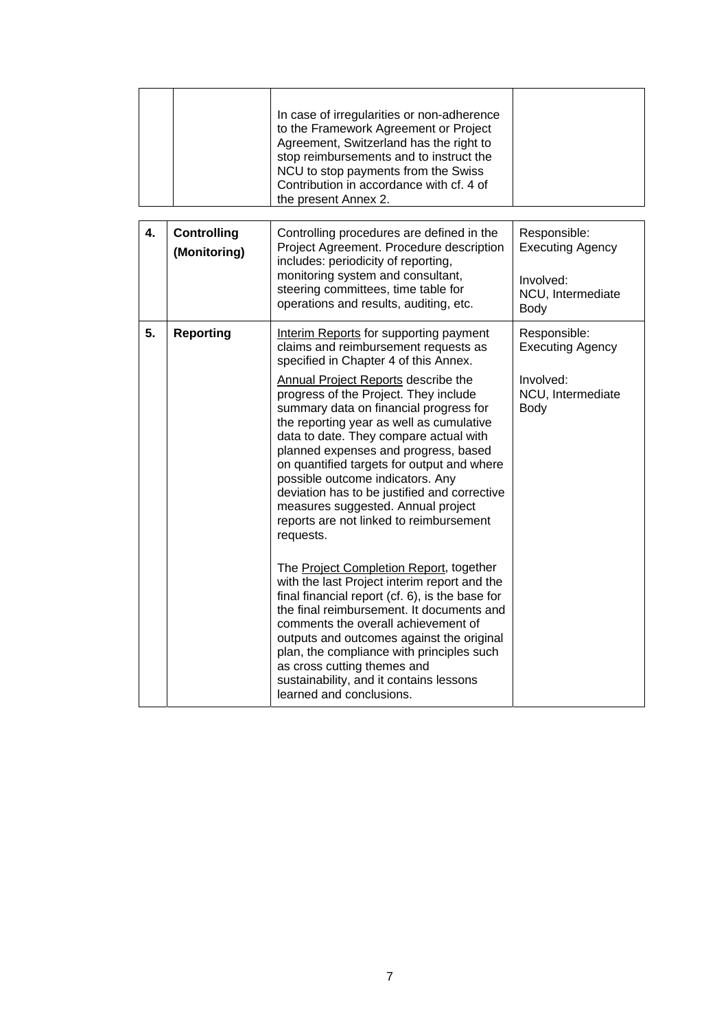| | | | |
|---|---|---|---|
| | | In case of irregularities or non-adherence to the Framework Agreement or Project Agreement, Switzerland has the right to stop reimbursements and to instruct the NCU to stop payments from the Swiss Contribution in accordance with cf. 4 of the present Annex 2. | |
| **4.** | **Controlling (Monitoring)** | Controlling procedures are defined in the Project Agreement. Procedure description includes: periodicity of reporting, monitoring system and consultant, steering committees, time table for operations and results, auditing, etc. | Responsible: Executing Agency<br><br>Involved: NCU, Intermediate Body |
| **5.** | **Reporting** | Interim Reports for supporting payment claims and reimbursement requests as specified in Chapter 4 of this Annex.<br><br>Annual Project Reports describe the progress of the Project. They include summary data on financial progress for the reporting year as well as cumulative data to date. They compare actual with planned expenses and progress, based on quantified targets for output and where possible outcome indicators. Any deviation has to be justified and corrective measures suggested. Annual project reports are not linked to reimbursement requests.<br><br>The Project Completion Report, together with the last Project interim report and the final financial report (cf. 6), is the base for the final reimbursement. It documents and comments the overall achievement of outputs and outcomes against the original plan, the compliance with principles such as cross cutting themes and sustainability, and it contains lessons learned and conclusions. | Responsible: Executing Agency<br><br>Involved: NCU, Intermediate Body |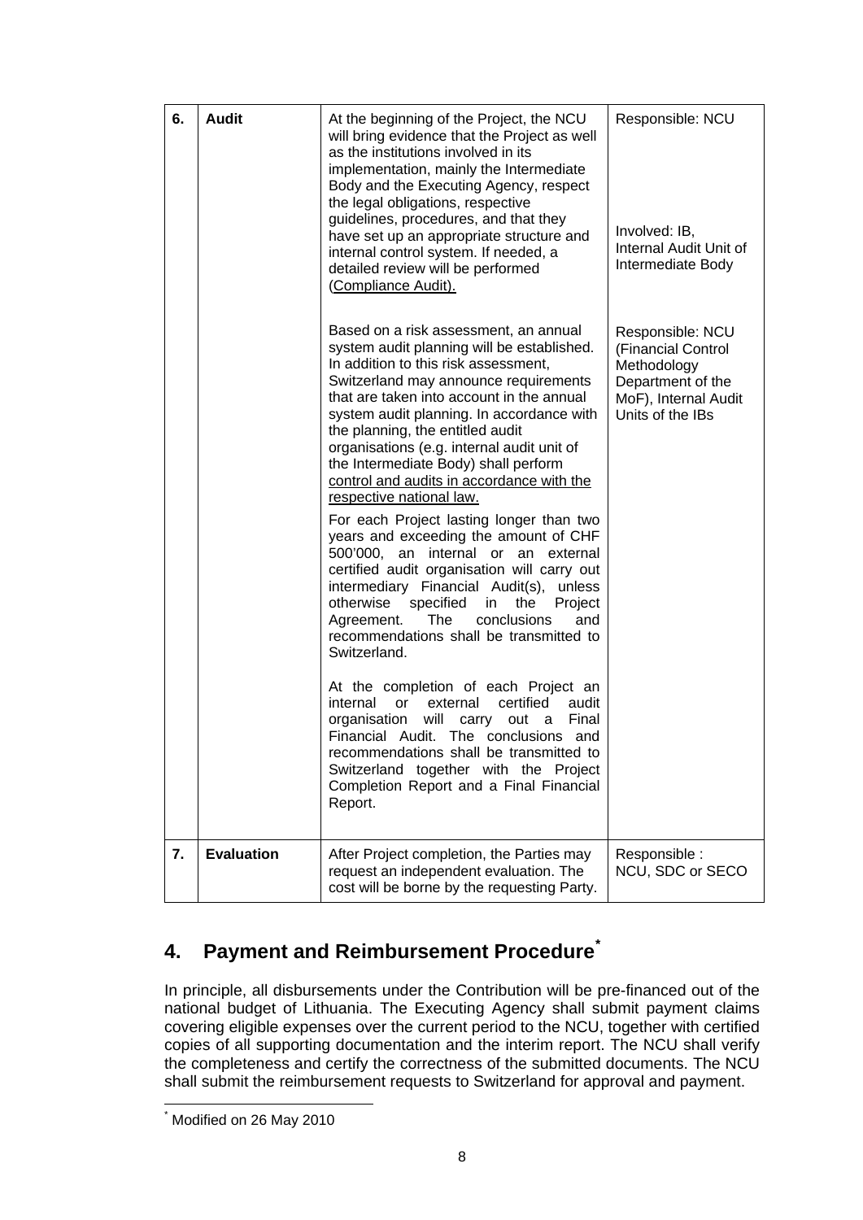| 6. | **Audit** | At the beginning of the Project, the NCU will bring evidence that the Project as well as the institutions involved in its implementation, mainly the Intermediate Body and the Executing Agency, respect the legal obligations, respective guidelines, procedures, and that they have set up an appropriate structure and internal control system. If needed, a detailed review will be performed (Compliance Audit). | Responsible: NCU<br><br>Involved: IB, Internal Audit Unit of Intermediate Body |
|---|---|---|---|
| | | Based on a risk assessment, an annual system audit planning will be established. In addition to this risk assessment, Switzerland may announce requirements that are taken into account in the annual system audit planning. In accordance with the planning, the entitled audit organisations (e.g. internal audit unit of the Intermediate Body) shall perform control and audits in accordance with the respective national law.<br><br>For each Project lasting longer than two years and exceeding the amount of CHF 500'000, an internal or an external certified audit organisation will carry out intermediary Financial Audit(s), unless otherwise specified in the Project Agreement. The conclusions and recommendations shall be transmitted to Switzerland.<br><br>At the completion of each Project an internal or external certified audit organisation will carry out a Final Financial Audit. The conclusions and recommendations shall be transmitted to Switzerland together with the Project Completion Report and a Final Financial Report. | Responsible: NCU (Financial Control Methodology Department of the MoF), Internal Audit Units of the IBs |
| 7. | **Evaluation** | After Project completion, the Parties may request an independent evaluation. The cost will be borne by the requesting Party. | Responsible : NCU, SDC or SECO |

## 4. Payment and Reimbursement Procedure*

In principle, all disbursements under the Contribution will be pre-financed out of the national budget of Lithuania. The Executing Agency shall submit payment claims covering eligible expenses over the current period to the NCU, together with certified copies of all supporting documentation and the interim report. The NCU shall verify the completeness and certify the correctness of the submitted documents. The NCU shall submit the reimbursement requests to Switzerland for approval and payment.

* Modified on 26 May 2010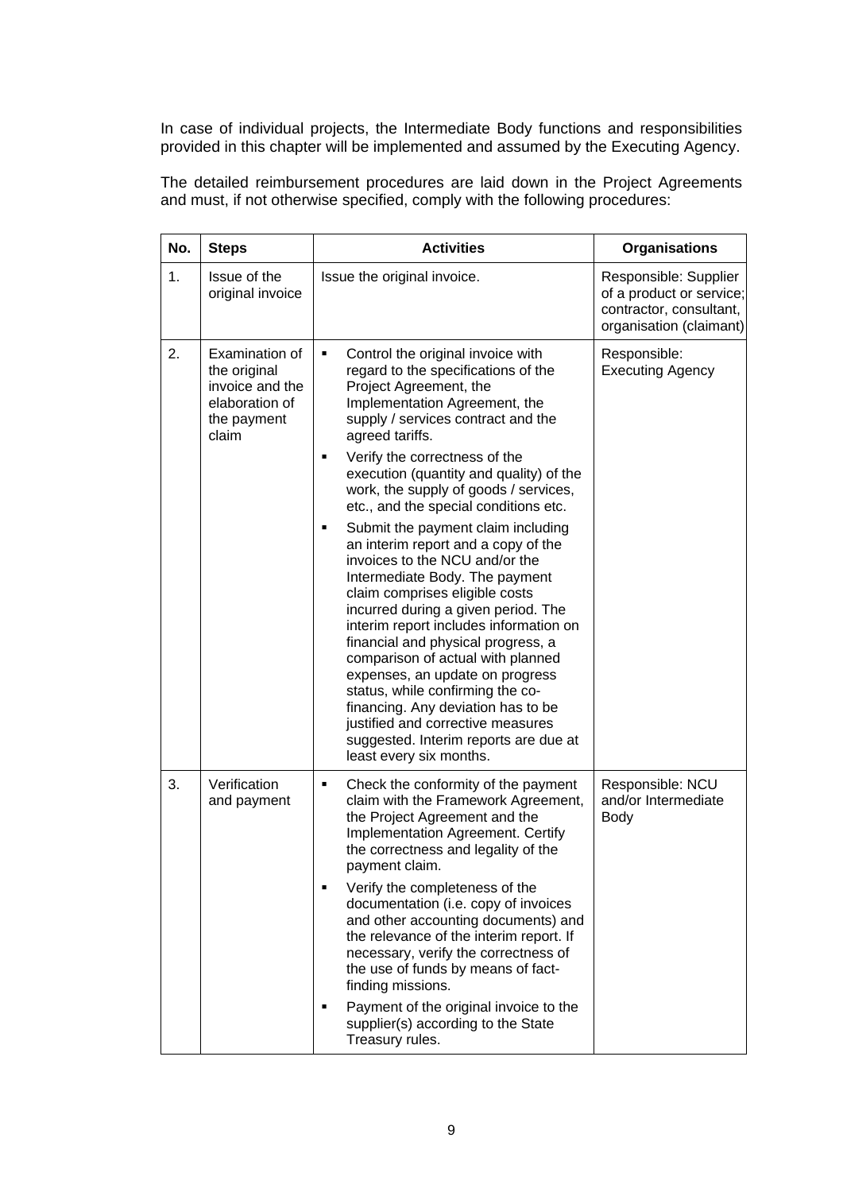In case of individual projects, the Intermediate Body functions and responsibilities provided in this chapter will be implemented and assumed by the Executing Agency.

The detailed reimbursement procedures are laid down in the Project Agreements and must, if not otherwise specified, comply with the following procedures:

| No. | Steps | Activities | Organisations |
|---|---|---|---|
| 1. | Issue of the original invoice | Issue the original invoice. | Responsible: Supplier of a product or service; contractor, consultant, organisation (claimant) |
| 2. | Examination of the original invoice and the elaboration of the payment claim | ▪ Control the original invoice with regard to the specifications of the Project Agreement, the Implementation Agreement, the supply / services contract and the agreed tariffs.<br>▪ Verify the correctness of the execution (quantity and quality) of the work, the supply of goods / services, etc., and the special conditions etc.<br>▪ Submit the payment claim including an interim report and a copy of the invoices to the NCU and/or the Intermediate Body. The payment claim comprises eligible costs incurred during a given period. The interim report includes information on financial and physical progress, a comparison of actual with planned expenses, an update on progress status, while confirming the co-financing. Any deviation has to be justified and corrective measures suggested. Interim reports are due at least every six months. | Responsible: Executing Agency |
| 3. | Verification and payment | ▪ Check the conformity of the payment claim with the Framework Agreement, the Project Agreement and the Implementation Agreement. Certify the correctness and legality of the payment claim.<br>▪ Verify the completeness of the documentation (i.e. copy of invoices and other accounting documents) and the relevance of the interim report. If necessary, verify the correctness of the use of funds by means of fact-finding missions.<br>▪ Payment of the original invoice to the supplier(s) according to the State Treasury rules. | Responsible: NCU and/or Intermediate Body |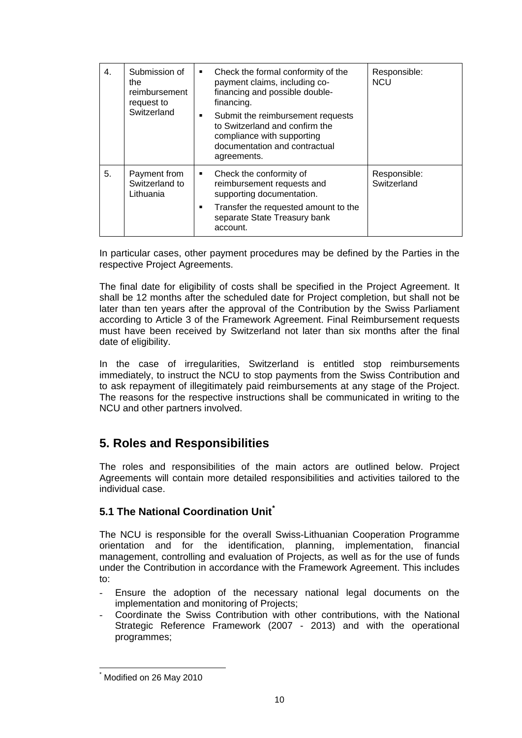| 4. | Submission of the reimbursement request to Switzerland | ▪ Check the formal conformity of the payment claims, including co-financing and possible double-financing.<br>▪ Submit the reimbursement requests to Switzerland and confirm the compliance with supporting documentation and contractual agreements. | Responsible: NCU |
|---|---|---|---|
| 5. | Payment from Switzerland to Lithuania | ▪ Check the conformity of reimbursement requests and supporting documentation.<br>▪ Transfer the requested amount to the separate State Treasury bank account. | Responsible: Switzerland |

In particular cases, other payment procedures may be defined by the Parties in the respective Project Agreements.

The final date for eligibility of costs shall be specified in the Project Agreement. It shall be 12 months after the scheduled date for Project completion, but shall not be later than ten years after the approval of the Contribution by the Swiss Parliament according to Article 3 of the Framework Agreement. Final Reimbursement requests must have been received by Switzerland not later than six months after the final date of eligibility.

In the case of irregularities, Switzerland is entitled stop reimbursements immediately, to instruct the NCU to stop payments from the Swiss Contribution and to ask repayment of illegitimately paid reimbursements at any stage of the Project. The reasons for the respective instructions shall be communicated in writing to the NCU and other partners involved.

## 5. Roles and Responsibilities

The roles and responsibilities of the main actors are outlined below. Project Agreements will contain more detailed responsibilities and activities tailored to the individual case.

### 5.1 The National Coordination Unit*

The NCU is responsible for the overall Swiss-Lithuanian Cooperation Programme orientation and for the identification, planning, implementation, financial management, controlling and evaluation of Projects, as well as for the use of funds under the Contribution in accordance with the Framework Agreement. This includes to:

- Ensure the adoption of the necessary national legal documents on the implementation and monitoring of Projects;
- Coordinate the Swiss Contribution with other contributions, with the National Strategic Reference Framework (2007 - 2013) and with the operational programmes;

* Modified on 26 May 2010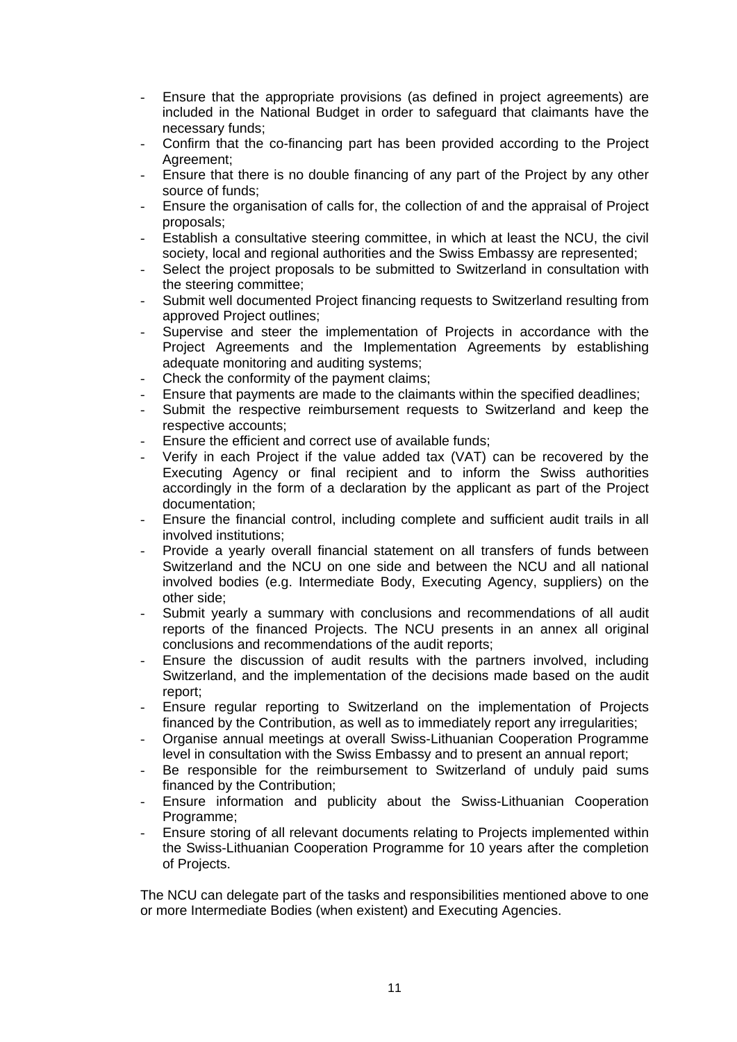- Ensure that the appropriate provisions (as defined in project agreements) are included in the National Budget in order to safeguard that claimants have the necessary funds;
- Confirm that the co-financing part has been provided according to the Project Agreement;
- Ensure that there is no double financing of any part of the Project by any other source of funds;
- Ensure the organisation of calls for, the collection of and the appraisal of Project proposals;
- Establish a consultative steering committee, in which at least the NCU, the civil society, local and regional authorities and the Swiss Embassy are represented;
- Select the project proposals to be submitted to Switzerland in consultation with the steering committee;
- Submit well documented Project financing requests to Switzerland resulting from approved Project outlines;
- Supervise and steer the implementation of Projects in accordance with the Project Agreements and the Implementation Agreements by establishing adequate monitoring and auditing systems;
- Check the conformity of the payment claims;
- Ensure that payments are made to the claimants within the specified deadlines;
- Submit the respective reimbursement requests to Switzerland and keep the respective accounts;
- Ensure the efficient and correct use of available funds;
- Verify in each Project if the value added tax (VAT) can be recovered by the Executing Agency or final recipient and to inform the Swiss authorities accordingly in the form of a declaration by the applicant as part of the Project documentation;
- Ensure the financial control, including complete and sufficient audit trails in all involved institutions;
- Provide a yearly overall financial statement on all transfers of funds between Switzerland and the NCU on one side and between the NCU and all national involved bodies (e.g. Intermediate Body, Executing Agency, suppliers) on the other side;
- Submit yearly a summary with conclusions and recommendations of all audit reports of the financed Projects. The NCU presents in an annex all original conclusions and recommendations of the audit reports;
- Ensure the discussion of audit results with the partners involved, including Switzerland, and the implementation of the decisions made based on the audit report;
- Ensure regular reporting to Switzerland on the implementation of Projects financed by the Contribution, as well as to immediately report any irregularities;
- Organise annual meetings at overall Swiss-Lithuanian Cooperation Programme level in consultation with the Swiss Embassy and to present an annual report;
- Be responsible for the reimbursement to Switzerland of unduly paid sums financed by the Contribution;
- Ensure information and publicity about the Swiss-Lithuanian Cooperation Programme;
- Ensure storing of all relevant documents relating to Projects implemented within the Swiss-Lithuanian Cooperation Programme for 10 years after the completion of Projects.

The NCU can delegate part of the tasks and responsibilities mentioned above to one or more Intermediate Bodies (when existent) and Executing Agencies.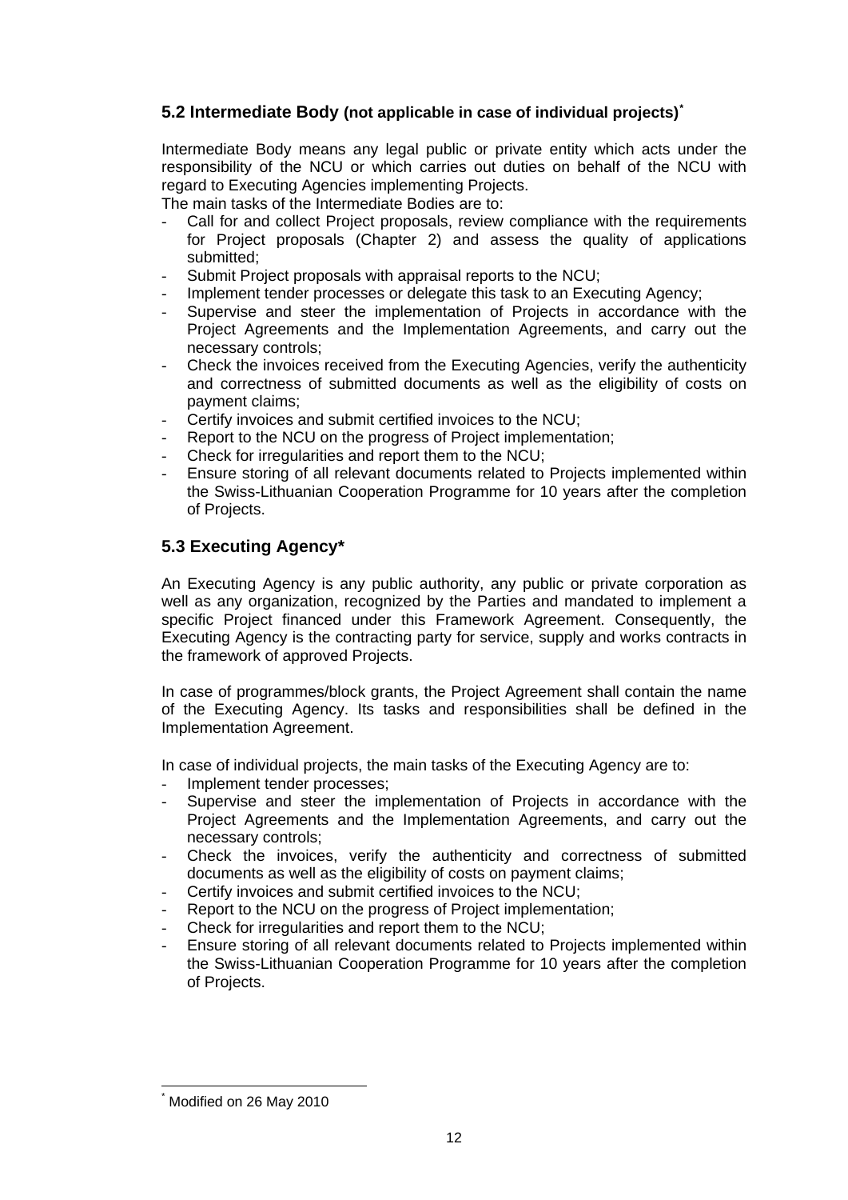## 5.2 Intermediate Body (not applicable in case of individual projects)*

Intermediate Body means any legal public or private entity which acts under the responsibility of the NCU or which carries out duties on behalf of the NCU with regard to Executing Agencies implementing Projects.

The main tasks of the Intermediate Bodies are to:

- Call for and collect Project proposals, review compliance with the requirements for Project proposals (Chapter 2) and assess the quality of applications submitted;
- Submit Project proposals with appraisal reports to the NCU;
- Implement tender processes or delegate this task to an Executing Agency;
- Supervise and steer the implementation of Projects in accordance with the Project Agreements and the Implementation Agreements, and carry out the necessary controls;
- Check the invoices received from the Executing Agencies, verify the authenticity and correctness of submitted documents as well as the eligibility of costs on payment claims;
- Certify invoices and submit certified invoices to the NCU;
- Report to the NCU on the progress of Project implementation;
- Check for irregularities and report them to the NCU;
- Ensure storing of all relevant documents related to Projects implemented within the Swiss-Lithuanian Cooperation Programme for 10 years after the completion of Projects.

## 5.3 Executing Agency*

An Executing Agency is any public authority, any public or private corporation as well as any organization, recognized by the Parties and mandated to implement a specific Project financed under this Framework Agreement. Consequently, the Executing Agency is the contracting party for service, supply and works contracts in the framework of approved Projects.

In case of programmes/block grants, the Project Agreement shall contain the name of the Executing Agency. Its tasks and responsibilities shall be defined in the Implementation Agreement.

In case of individual projects, the main tasks of the Executing Agency are to:

- Implement tender processes;
- Supervise and steer the implementation of Projects in accordance with the Project Agreements and the Implementation Agreements, and carry out the necessary controls;
- Check the invoices, verify the authenticity and correctness of submitted documents as well as the eligibility of costs on payment claims;
- Certify invoices and submit certified invoices to the NCU;
- Report to the NCU on the progress of Project implementation;
- Check for irregularities and report them to the NCU;
- Ensure storing of all relevant documents related to Projects implemented within the Swiss-Lithuanian Cooperation Programme for 10 years after the completion of Projects.

---

* Modified on 26 May 2010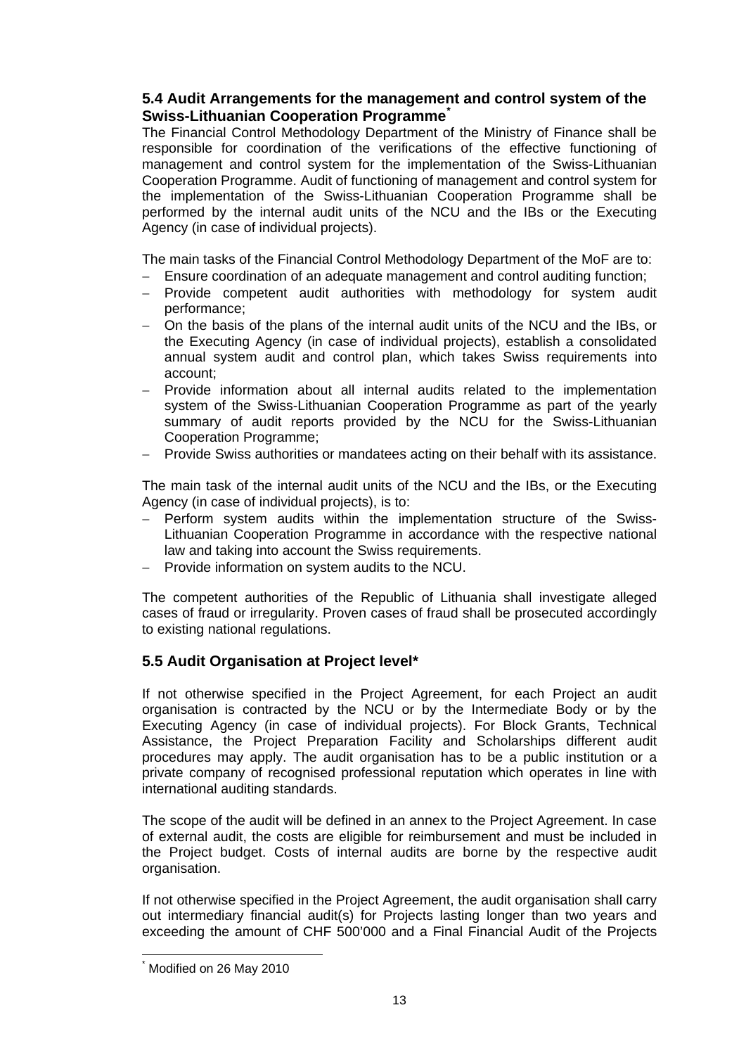### 5.4 Audit Arrangements for the management and control system of the Swiss-Lithuanian Cooperation Programme[*]

The Financial Control Methodology Department of the Ministry of Finance shall be responsible for coordination of the verifications of the effective functioning of management and control system for the implementation of the Swiss-Lithuanian Cooperation Programme. Audit of functioning of management and control system for the implementation of the Swiss-Lithuanian Cooperation Programme shall be performed by the internal audit units of the NCU and the IBs or the Executing Agency (in case of individual projects).

The main tasks of the Financial Control Methodology Department of the MoF are to:

- Ensure coordination of an adequate management and control auditing function;
- Provide competent audit authorities with methodology for system audit performance;
- On the basis of the plans of the internal audit units of the NCU and the IBs, or the Executing Agency (in case of individual projects), establish a consolidated annual system audit and control plan, which takes Swiss requirements into account;
- Provide information about all internal audits related to the implementation system of the Swiss-Lithuanian Cooperation Programme as part of the yearly summary of audit reports provided by the NCU for the Swiss-Lithuanian Cooperation Programme;
- Provide Swiss authorities or mandatees acting on their behalf with its assistance.

The main task of the internal audit units of the NCU and the IBs, or the Executing Agency (in case of individual projects), is to:

- Perform system audits within the implementation structure of the Swiss-Lithuanian Cooperation Programme in accordance with the respective national law and taking into account the Swiss requirements.
- Provide information on system audits to the NCU.

The competent authorities of the Republic of Lithuania shall investigate alleged cases of fraud or irregularity. Proven cases of fraud shall be prosecuted accordingly to existing national regulations.

### 5.5 Audit Organisation at Project level*

If not otherwise specified in the Project Agreement, for each Project an audit organisation is contracted by the NCU or by the Intermediate Body or by the Executing Agency (in case of individual projects). For Block Grants, Technical Assistance, the Project Preparation Facility and Scholarships different audit procedures may apply. The audit organisation has to be a public institution or a private company of recognised professional reputation which operates in line with international auditing standards.

The scope of the audit will be defined in an annex to the Project Agreement. In case of external audit, the costs are eligible for reimbursement and must be included in the Project budget. Costs of internal audits are borne by the respective audit organisation.

If not otherwise specified in the Project Agreement, the audit organisation shall carry out intermediary financial audit(s) for Projects lasting longer than two years and exceeding the amount of CHF 500'000 and a Final Financial Audit of the Projects

[*] Modified on 26 May 2010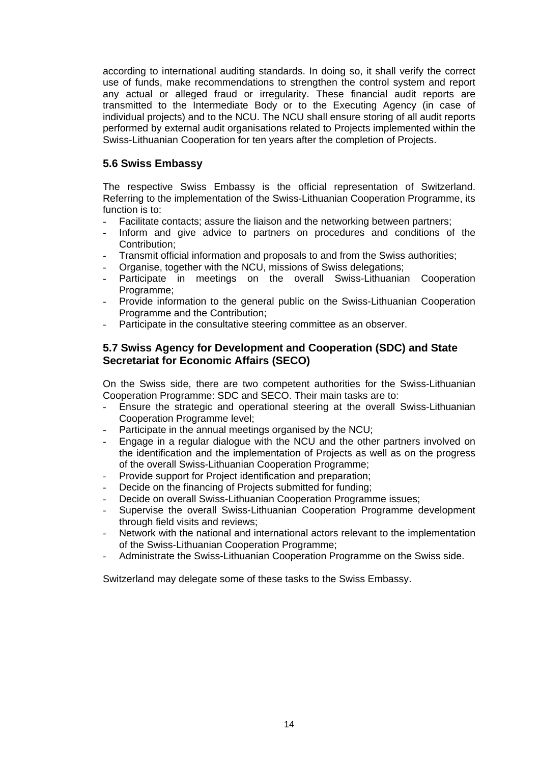according to international auditing standards. In doing so, it shall verify the correct use of funds, make recommendations to strengthen the control system and report any actual or alleged fraud or irregularity. These financial audit reports are transmitted to the Intermediate Body or to the Executing Agency (in case of individual projects) and to the NCU. The NCU shall ensure storing of all audit reports performed by external audit organisations related to Projects implemented within the Swiss-Lithuanian Cooperation for ten years after the completion of Projects.

### 5.6 Swiss Embassy

The respective Swiss Embassy is the official representation of Switzerland. Referring to the implementation of the Swiss-Lithuanian Cooperation Programme, its function is to:

- Facilitate contacts; assure the liaison and the networking between partners;
- Inform and give advice to partners on procedures and conditions of the Contribution;
- Transmit official information and proposals to and from the Swiss authorities;
- Organise, together with the NCU, missions of Swiss delegations;
- Participate in meetings on the overall Swiss-Lithuanian Cooperation Programme;
- Provide information to the general public on the Swiss-Lithuanian Cooperation Programme and the Contribution;
- Participate in the consultative steering committee as an observer.

### 5.7 Swiss Agency for Development and Cooperation (SDC) and State Secretariat for Economic Affairs (SECO)

On the Swiss side, there are two competent authorities for the Swiss-Lithuanian Cooperation Programme: SDC and SECO. Their main tasks are to:

- Ensure the strategic and operational steering at the overall Swiss-Lithuanian Cooperation Programme level;
- Participate in the annual meetings organised by the NCU;
- Engage in a regular dialogue with the NCU and the other partners involved on the identification and the implementation of Projects as well as on the progress of the overall Swiss-Lithuanian Cooperation Programme;
- Provide support for Project identification and preparation;
- Decide on the financing of Projects submitted for funding;
- Decide on overall Swiss-Lithuanian Cooperation Programme issues;
- Supervise the overall Swiss-Lithuanian Cooperation Programme development through field visits and reviews;
- Network with the national and international actors relevant to the implementation of the Swiss-Lithuanian Cooperation Programme;
- Administrate the Swiss-Lithuanian Cooperation Programme on the Swiss side.

Switzerland may delegate some of these tasks to the Swiss Embassy.